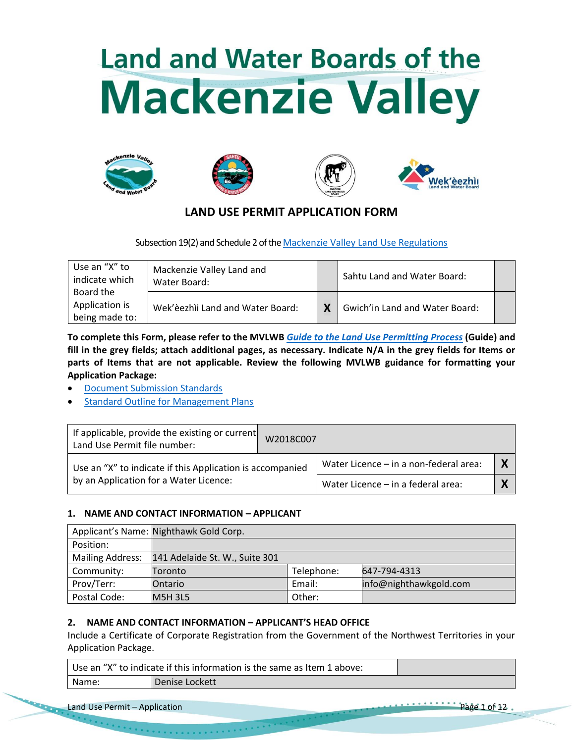# Land and Water Boards of the Mackenzie Valley

## LAND USE PERMIT APPLICATION FORM

Subsection 19(2) and Schedule 2 of the Mackenzie Valley Land Use Regulations

| | | | | |
|---|---|---|---|---|
| Use an "X" to indicate which Board the Application is being made to: | Mackenzie Valley Land and Water Board: | | Sahtu Land and Water Board: | |
| | Wek'èezhìi Land and Water Board: | X | Gwich'in Land and Water Board: | |

**To complete this Form, please refer to the MVLWB *Guide to the Land Use Permitting Process* (Guide) and fill in the grey fields; attach additional pages, as necessary. Indicate N/A in the grey fields for Items or parts of Items that are not applicable. Review the following MVLWB guidance for formatting your Application Package:**

- Document Submission Standards
- Standard Outline for Management Plans

| | | |
|---|---|---|
| If applicable, provide the existing or current Land Use Permit file number: | W2018C007 | |
| Use an "X" to indicate if this Application is accompanied by an Application for a Water Licence: | Water Licence – in a non-federal area: | X |
| | Water Licence – in a federal area: | X |

### 1. NAME AND CONTACT INFORMATION – APPLICANT

| | | | |
|---|---|---|---|
| Applicant's Name: | Nighthawk Gold Corp. | | |
| Position: | | | |
| Mailing Address: | 141 Adelaide St. W., Suite 301 | | |
| Community: | Toronto | Telephone: | 647-794-4313 |
| Prov/Terr: | Ontario | Email: | info@nighthawkgold.com |
| Postal Code: | M5H 3L5 | Other: | |

### 2. NAME AND CONTACT INFORMATION – APPLICANT'S HEAD OFFICE

Include a Certificate of Corporate Registration from the Government of the Northwest Territories in your Application Package.

| | |
|---|---|
| Use an "X" to indicate if this information is the same as Item 1 above: | |
| Name: | Denise Lockett |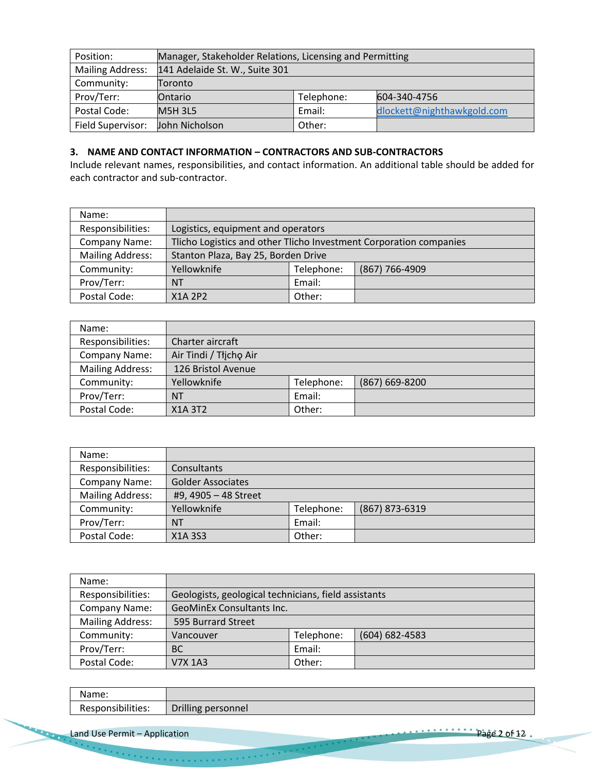| Position: | Manager, Stakeholder Relations, Licensing and Permitting | | |
|---|---|---|---|
| Mailing Address: | 141 Adelaide St. W., Suite 301 | | |
| Community: | Toronto | | |
| Prov/Terr: | Ontario | Telephone: | 604-340-4756 |
| Postal Code: | M5H 3L5 | Email: | dlockett@nighthawkgold.com |
| Field Supervisor: | John Nicholson | Other: | |

### 3. NAME AND CONTACT INFORMATION – CONTRACTORS AND SUB-CONTRACTORS

Include relevant names, responsibilities, and contact information. An additional table should be added for each contractor and sub-contractor.

| Name: | | | |
|---|---|---|---|
| Responsibilities: | Logistics, equipment and operators | | |
| Company Name: | Tlicho Logistics and other Tlicho Investment Corporation companies | | |
| Mailing Address: | Stanton Plaza, Bay 25, Borden Drive | | |
| Community: | Yellowknife | Telephone: | (867) 766-4909 |
| Prov/Terr: | NT | Email: | |
| Postal Code: | X1A 2P2 | Other: | |

| Name: | | | |
|---|---|---|---|
| Responsibilities: | Charter aircraft | | |
| Company Name: | Air Tindi / Tłįchǫ Air | | |
| Mailing Address: | 126 Bristol Avenue | | |
| Community: | Yellowknife | Telephone: | (867) 669-8200 |
| Prov/Terr: | NT | Email: | |
| Postal Code: | X1A 3T2 | Other: | |

| Name: | | | |
|---|---|---|---|
| Responsibilities: | Consultants | | |
| Company Name: | Golder Associates | | |
| Mailing Address: | #9, 4905 – 48 Street | | |
| Community: | Yellowknife | Telephone: | (867) 873-6319 |
| Prov/Terr: | NT | Email: | |
| Postal Code: | X1A 3S3 | Other: | |

| Name: | | | |
|---|---|---|---|
| Responsibilities: | Geologists, geological technicians, field assistants | | |
| Company Name: | GeoMinEx Consultants Inc. | | |
| Mailing Address: | 595 Burrard Street | | |
| Community: | Vancouver | Telephone: | (604) 682-4583 |
| Prov/Terr: | BC | Email: | |
| Postal Code: | V7X 1A3 | Other: | |

| Name: | |
|---|---|
| Responsibilities: | Drilling personnel |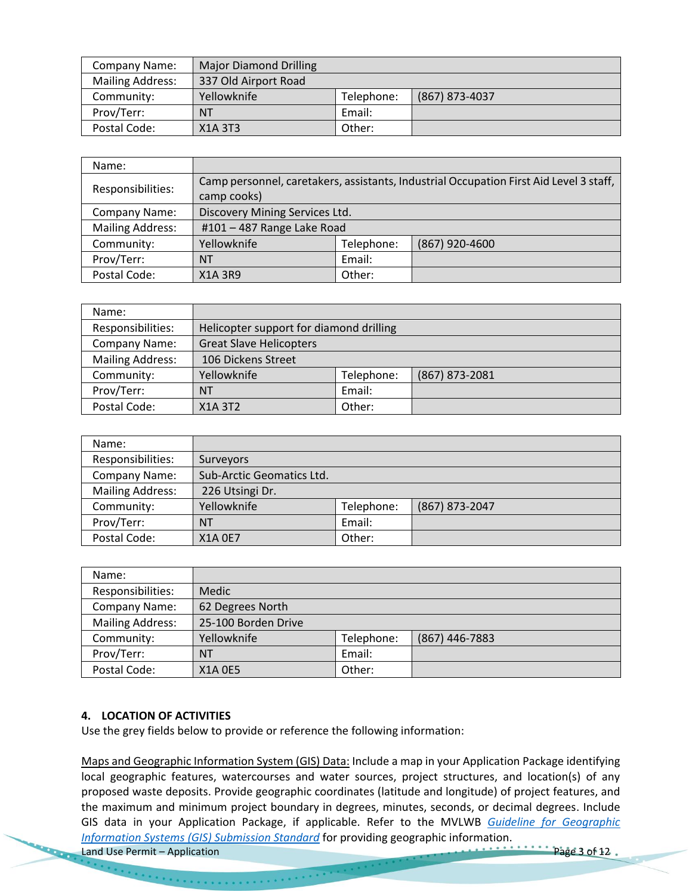| | | | |
|---|---|---|---|
| Company Name: | Major Diamond Drilling | | |
| Mailing Address: | 337 Old Airport Road | | |
| Community: | Yellowknife | Telephone: | (867) 873-4037 |
| Prov/Terr: | NT | Email: | |
| Postal Code: | X1A 3T3 | Other: | |

| | | | |
|---|---|---|---|
| Name: | | | |
| Responsibilities: | Camp personnel, caretakers, assistants, Industrial Occupation First Aid Level 3 staff, camp cooks) | | |
| Company Name: | Discovery Mining Services Ltd. | | |
| Mailing Address: | #101 – 487 Range Lake Road | | |
| Community: | Yellowknife | Telephone: | (867) 920-4600 |
| Prov/Terr: | NT | Email: | |
| Postal Code: | X1A 3R9 | Other: | |

| | | | |
|---|---|---|---|
| Name: | | | |
| Responsibilities: | Helicopter support for diamond drilling | | |
| Company Name: | Great Slave Helicopters | | |
| Mailing Address: | 106 Dickens Street | | |
| Community: | Yellowknife | Telephone: | (867) 873-2081 |
| Prov/Terr: | NT | Email: | |
| Postal Code: | X1A 3T2 | Other: | |

| | | | |
|---|---|---|---|
| Name: | | | |
| Responsibilities: | Surveyors | | |
| Company Name: | Sub-Arctic Geomatics Ltd. | | |
| Mailing Address: | 226 Utsingi Dr. | | |
| Community: | Yellowknife | Telephone: | (867) 873-2047 |
| Prov/Terr: | NT | Email: | |
| Postal Code: | X1A 0E7 | Other: | |

| | | | |
|---|---|---|---|
| Name: | | | |
| Responsibilities: | Medic | | |
| Company Name: | 62 Degrees North | | |
| Mailing Address: | 25-100 Borden Drive | | |
| Community: | Yellowknife | Telephone: | (867) 446-7883 |
| Prov/Terr: | NT | Email: | |
| Postal Code: | X1A 0E5 | Other: | |

## 4. LOCATION OF ACTIVITIES

Use the grey fields below to provide or reference the following information:

Maps and Geographic Information System (GIS) Data: Include a map in your Application Package identifying local geographic features, watercourses and water sources, project structures, and location(s) of any proposed waste deposits. Provide geographic coordinates (latitude and longitude) of project features, and the maximum and minimum project boundary in degrees, minutes, seconds, or decimal degrees. Include GIS data in your Application Package, if applicable. Refer to the MVLWB *Guideline for Geographic Information Systems (GIS) Submission Standard* for providing geographic information.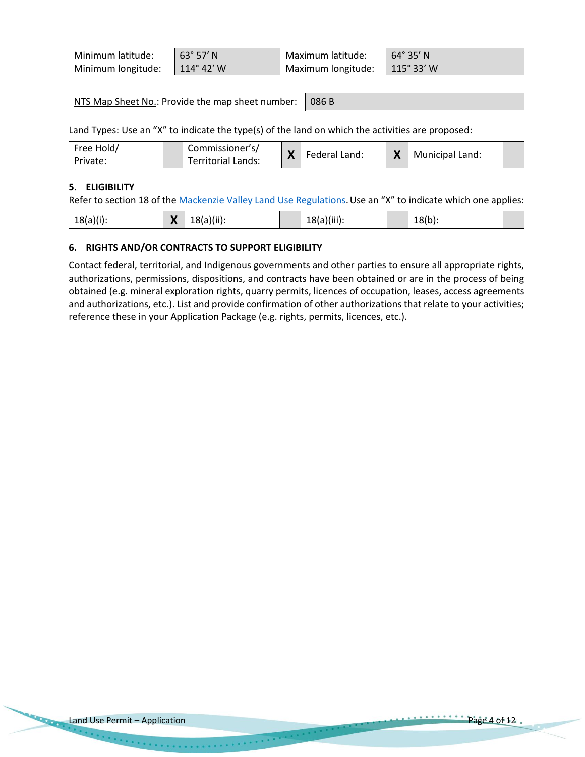| | | | |
|---|---|---|---|
| Minimum latitude: | 63° 57′ N | Maximum latitude: | 64° 35′ N |
| Minimum longitude: | 114° 42′ W | Maximum longitude: | 115° 33′ W |

NTS Map Sheet No.: Provide the map sheet number: 086 B

Land Types: Use an "X" to indicate the type(s) of the land on which the activities are proposed:

| | | | | | | | |
|---|---|---|---|---|---|---|---|
| Free Hold/ Private: | | Commissioner's/ Territorial Lands: | X | Federal Land: | X | Municipal Land: | |

### 5. ELIGIBILITY

Refer to section 18 of the Mackenzie Valley Land Use Regulations. Use an "X" to indicate which one applies:

| | | | | | | | |
|---|---|---|---|---|---|---|---|
| 18(a)(i): | X | 18(a)(ii): | | 18(a)(iii): | | 18(b): | |

### 6. RIGHTS AND/OR CONTRACTS TO SUPPORT ELIGIBILITY

Contact federal, territorial, and Indigenous governments and other parties to ensure all appropriate rights, authorizations, permissions, dispositions, and contracts have been obtained or are in the process of being obtained (e.g. mineral exploration rights, quarry permits, licences of occupation, leases, access agreements and authorizations, etc.). List and provide confirmation of other authorizations that relate to your activities; reference these in your Application Package (e.g. rights, permits, licences, etc.).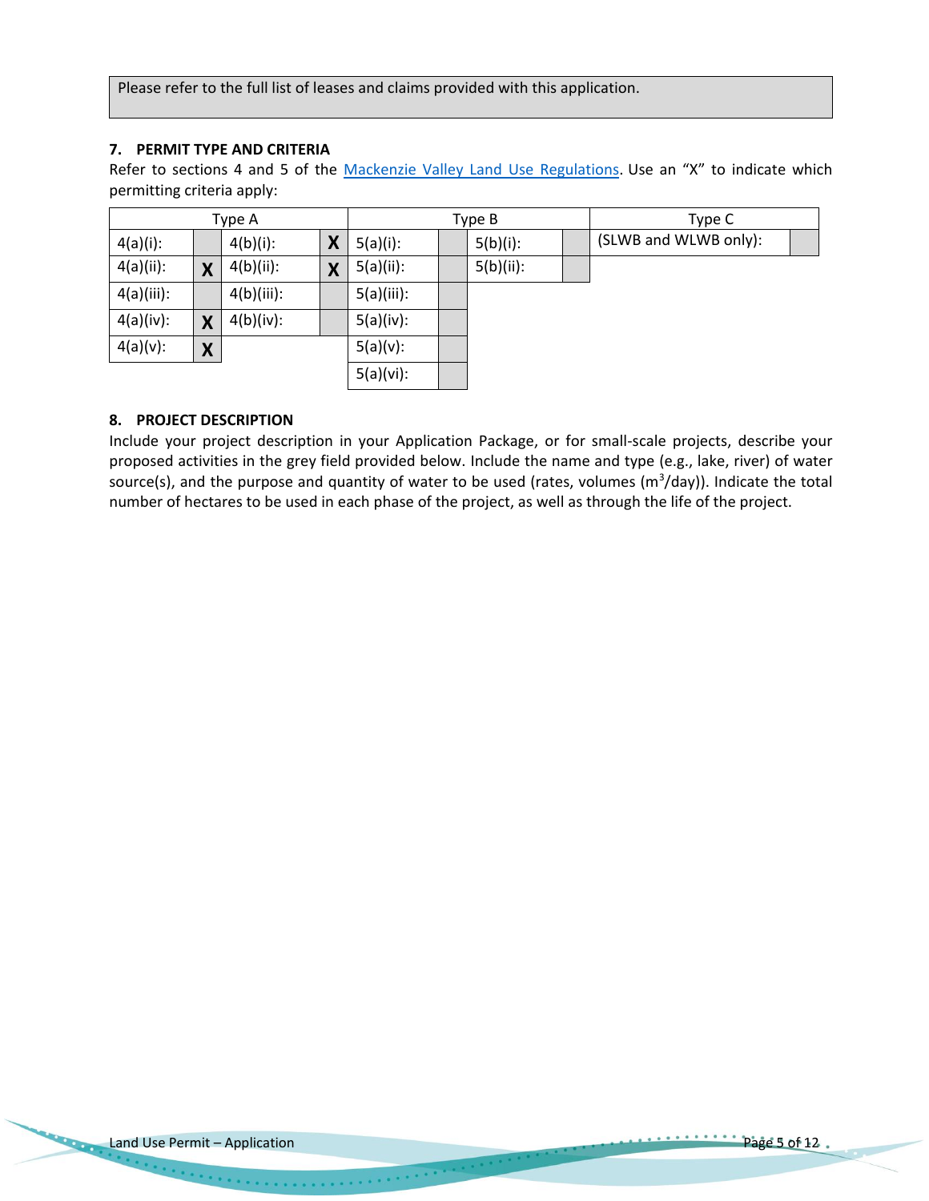Please refer to the full list of leases and claims provided with this application.

**7. PERMIT TYPE AND CRITERIA**

Refer to sections 4 and 5 of the Mackenzie Valley Land Use Regulations. Use an "X" to indicate which permitting criteria apply:

| Type A | | | | Type B | | | | Type C | |
|---|---|---|---|---|---|---|---|---|---|
| 4(a)(i): | | 4(b)(i): | X | 5(a)(i): | | 5(b)(i): | | (SLWB and WLWB only): | |
| 4(a)(ii): | X | 4(b)(ii): | X | 5(a)(ii): | | 5(b)(ii): | | | |
| 4(a)(iii): | | 4(b)(iii): | | 5(a)(iii): | | | | | |
| 4(a)(iv): | X | 4(b)(iv): | | 5(a)(iv): | | | | | |
| 4(a)(v): | X | | | 5(a)(v): | | | | | |
| | | | | 5(a)(vi): | | | | | |

**8. PROJECT DESCRIPTION**

Include your project description in your Application Package, or for small-scale projects, describe your proposed activities in the grey field provided below. Include the name and type (e.g., lake, river) of water source(s), and the purpose and quantity of water to be used (rates, volumes ($m^3$/day)). Indicate the total number of hectares to be used in each phase of the project, as well as through the life of the project.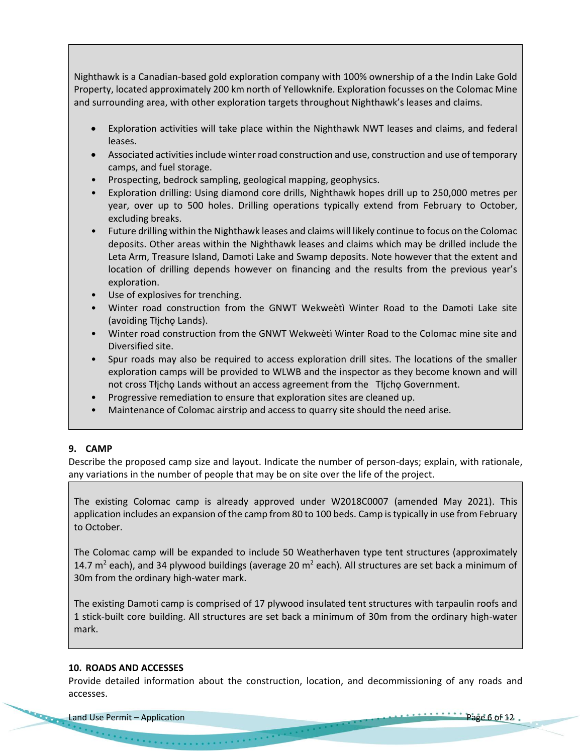Nighthawk is a Canadian-based gold exploration company with 100% ownership of a the Indin Lake Gold Property, located approximately 200 km north of Yellowknife. Exploration focusses on the Colomac Mine and surrounding area, with other exploration targets throughout Nighthawk's leases and claims.

- Exploration activities will take place within the Nighthawk NWT leases and claims, and federal leases.
- Associated activities include winter road construction and use, construction and use of temporary camps, and fuel storage.
- Prospecting, bedrock sampling, geological mapping, geophysics.
- Exploration drilling: Using diamond core drills, Nighthawk hopes drill up to 250,000 metres per year, over up to 500 holes. Drilling operations typically extend from February to October, excluding breaks.
- Future drilling within the Nighthawk leases and claims will likely continue to focus on the Colomac deposits. Other areas within the Nighthawk leases and claims which may be drilled include the Leta Arm, Treasure Island, Damoti Lake and Swamp deposits. Note however that the extent and location of drilling depends however on financing and the results from the previous year's exploration.
- Use of explosives for trenching.
- Winter road construction from the GNWT Wekweètì Winter Road to the Damoti Lake site (avoiding Tłı̨chǫ Lands).
- Winter road construction from the GNWT Wekweètì Winter Road to the Colomac mine site and Diversified site.
- Spur roads may also be required to access exploration drill sites. The locations of the smaller exploration camps will be provided to WLWB and the inspector as they become known and will not cross Tłı̨chǫ Lands without an access agreement from the Tłı̨chǫ Government.
- Progressive remediation to ensure that exploration sites are cleaned up.
- Maintenance of Colomac airstrip and access to quarry site should the need arise.

## 9. CAMP

Describe the proposed camp size and layout. Indicate the number of person-days; explain, with rationale, any variations in the number of people that may be on site over the life of the project.

The existing Colomac camp is already approved under W2018C0007 (amended May 2021). This application includes an expansion of the camp from 80 to 100 beds. Camp is typically in use from February to October.

The Colomac camp will be expanded to include 50 Weatherhaven type tent structures (approximately 14.7 $m^2$ each), and 34 plywood buildings (average 20 $m^2$ each). All structures are set back a minimum of 30m from the ordinary high-water mark.

The existing Damoti camp is comprised of 17 plywood insulated tent structures with tarpaulin roofs and 1 stick-built core building. All structures are set back a minimum of 30m from the ordinary high-water mark.

## 10. ROADS AND ACCESSES

Provide detailed information about the construction, location, and decommissioning of any roads and accesses.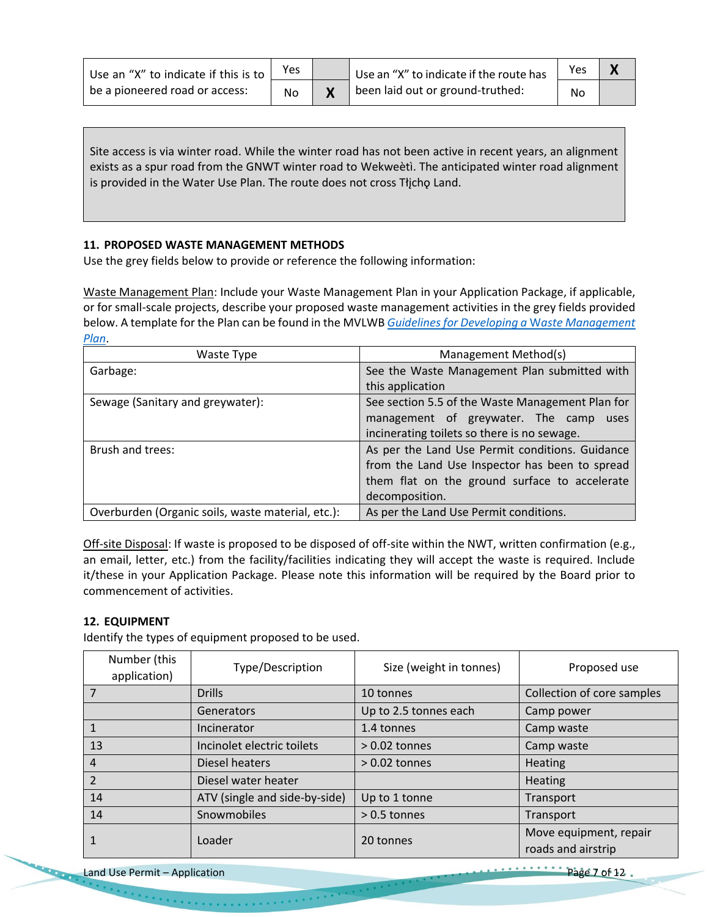| Use an "X" to indicate if this is to be a pioneered road or access: | Yes | | Use an "X" to indicate if the route has been laid out or ground-truthed: | Yes | X |
|---|---|---|---|---|---|
| | No | X | | No | |

Site access is via winter road. While the winter road has not been active in recent years, an alignment exists as a spur road from the GNWT winter road to Wekweètì. The anticipated winter road alignment is provided in the Water Use Plan. The route does not cross Tłįchǫ Land.

## 11. PROPOSED WASTE MANAGEMENT METHODS

Use the grey fields below to provide or reference the following information:

Waste Management Plan: Include your Waste Management Plan in your Application Package, if applicable, or for small-scale projects, describe your proposed waste management activities in the grey fields provided below. A template for the Plan can be found in the MVLWB *Guidelines for Developing a Waste Management Plan*.

| Waste Type | Management Method(s) |
|---|---|
| Garbage: | See the Waste Management Plan submitted with this application |
| Sewage (Sanitary and greywater): | See section 5.5 of the Waste Management Plan for management of greywater. The camp uses incinerating toilets so there is no sewage. |
| Brush and trees: | As per the Land Use Permit conditions. Guidance from the Land Use Inspector has been to spread them flat on the ground surface to accelerate decomposition. |
| Overburden (Organic soils, waste material, etc.): | As per the Land Use Permit conditions. |

Off-site Disposal: If waste is proposed to be disposed of off-site within the NWT, written confirmation (e.g., an email, letter, etc.) from the facility/facilities indicating they will accept the waste is required. Include it/these in your Application Package. Please note this information will be required by the Board prior to commencement of activities.

## 12. EQUIPMENT

Identify the types of equipment proposed to be used.

| Number (this application) | Type/Description | Size (weight in tonnes) | Proposed use |
|---|---|---|---|
| 7 | Drills | 10 tonnes | Collection of core samples |
| | Generators | Up to 2.5 tonnes each | Camp power |
| 1 | Incinerator | 1.4 tonnes | Camp waste |
| 13 | Incinolet electric toilets | > 0.02 tonnes | Camp waste |
| 4 | Diesel heaters | > 0.02 tonnes | Heating |
| 2 | Diesel water heater | | Heating |
| 14 | ATV (single and side-by-side) | Up to 1 tonne | Transport |
| 14 | Snowmobiles | > 0.5 tonnes | Transport |
| 1 | Loader | 20 tonnes | Move equipment, repair roads and airstrip |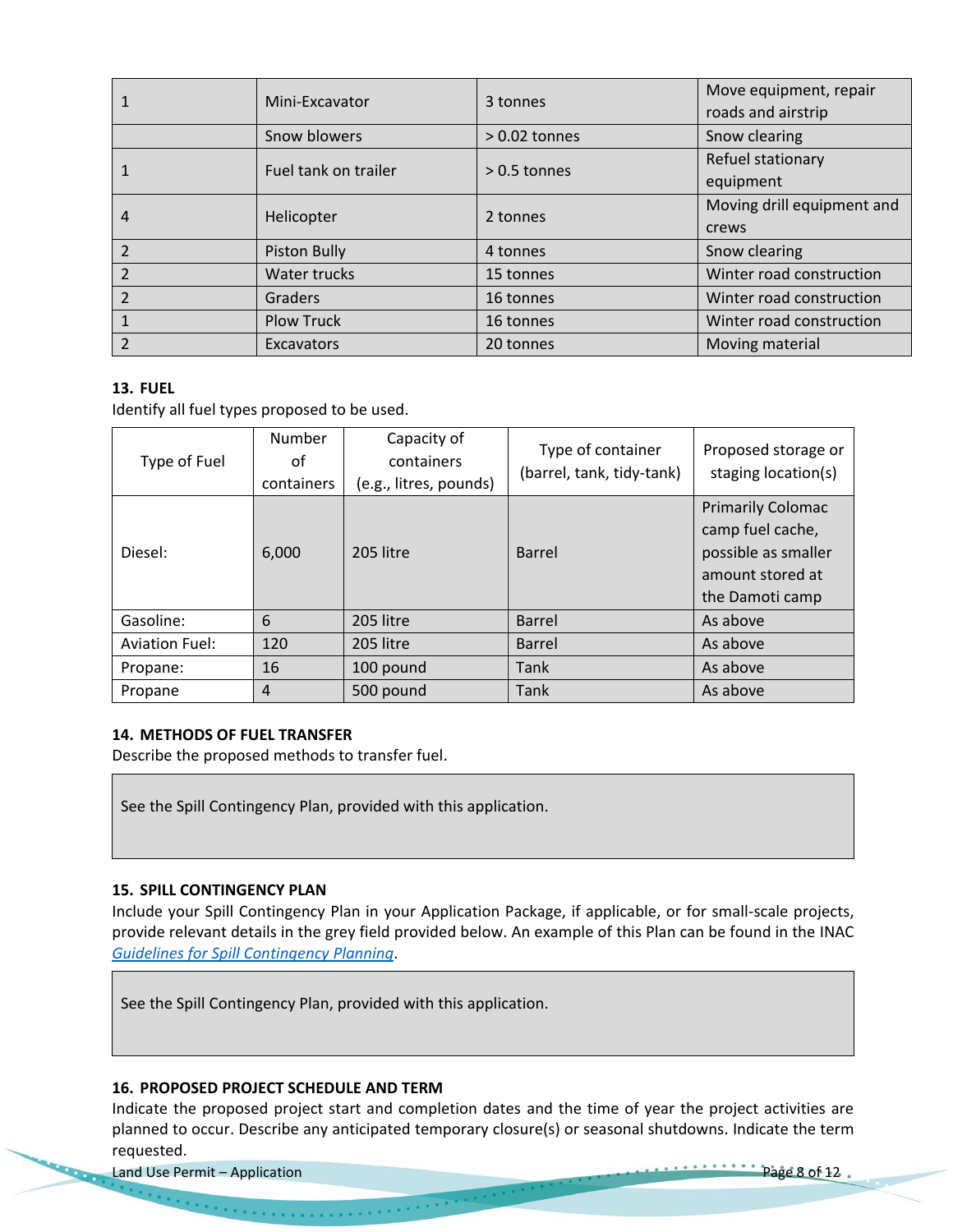| | | | |
|---|---|---|---|
| 1 | Mini-Excavator | 3 tonnes | Move equipment, repair roads and airstrip |
| | Snow blowers | > 0.02 tonnes | Snow clearing |
| 1 | Fuel tank on trailer | > 0.5 tonnes | Refuel stationary equipment |
| 4 | Helicopter | 2 tonnes | Moving drill equipment and crews |
| 2 | Piston Bully | 4 tonnes | Snow clearing |
| 2 | Water trucks | 15 tonnes | Winter road construction |
| 2 | Graders | 16 tonnes | Winter road construction |
| 1 | Plow Truck | 16 tonnes | Winter road construction |
| 2 | Excavators | 20 tonnes | Moving material |

**13. FUEL**

Identify all fuel types proposed to be used.

| Type of Fuel | Number of containers | Capacity of containers (e.g., litres, pounds) | Type of container (barrel, tank, tidy-tank) | Proposed storage or staging location(s) |
|---|---|---|---|---|
| Diesel: | 6,000 | 205 litre | Barrel | Primarily Colomac camp fuel cache, possible as smaller amount stored at the Damoti camp |
| Gasoline: | 6 | 205 litre | Barrel | As above |
| Aviation Fuel: | 120 | 205 litre | Barrel | As above |
| Propane: | 16 | 100 pound | Tank | As above |
| Propane | 4 | 500 pound | Tank | As above |

**14. METHODS OF FUEL TRANSFER**

Describe the proposed methods to transfer fuel.

See the Spill Contingency Plan, provided with this application.

**15. SPILL CONTINGENCY PLAN**

Include your Spill Contingency Plan in your Application Package, if applicable, or for small-scale projects, provide relevant details in the grey field provided below. An example of this Plan can be found in the INAC *Guidelines for Spill Contingency Planning*.

See the Spill Contingency Plan, provided with this application.

**16. PROPOSED PROJECT SCHEDULE AND TERM**

Indicate the proposed project start and completion dates and the time of year the project activities are planned to occur. Describe any anticipated temporary closure(s) or seasonal shutdowns. Indicate the term requested.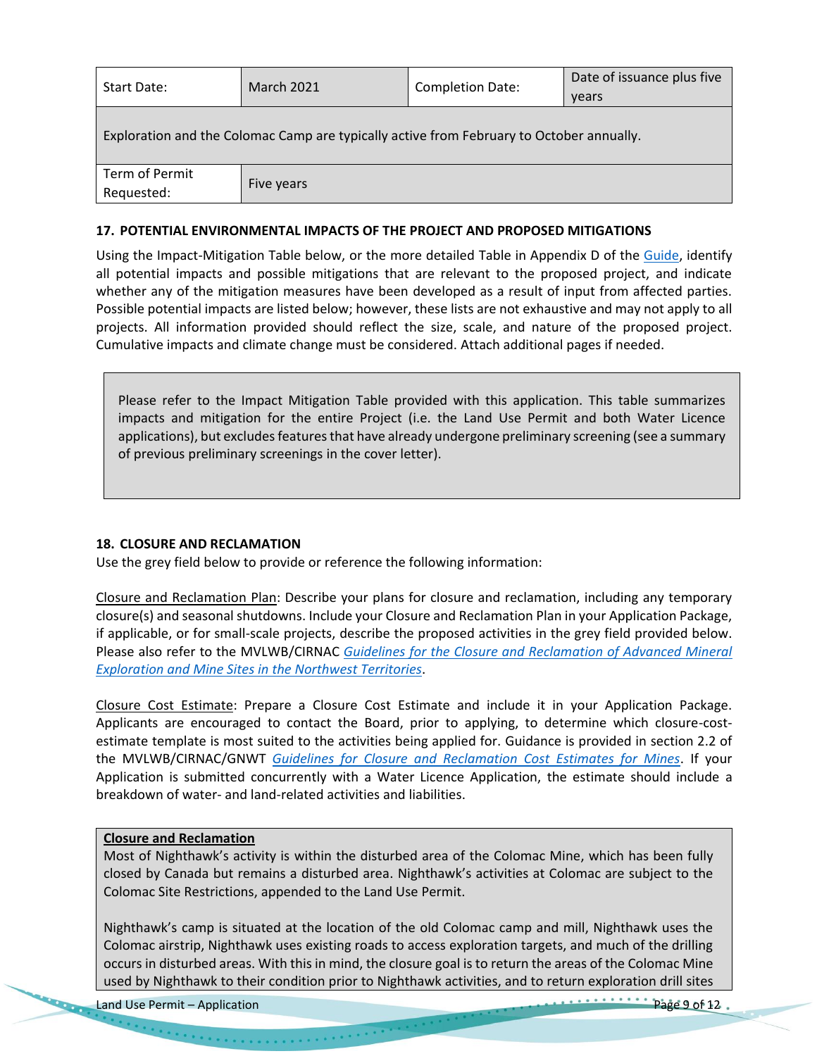| | | | |
|---|---|---|---|
| Start Date: | March 2021 | Completion Date: | Date of issuance plus five years |
| Exploration and the Colomac Camp are typically active from February to October annually. | | | |
| Term of Permit Requested: | Five years | | |

## 17. POTENTIAL ENVIRONMENTAL IMPACTS OF THE PROJECT AND PROPOSED MITIGATIONS

Using the Impact-Mitigation Table below, or the more detailed Table in Appendix D of the Guide, identify all potential impacts and possible mitigations that are relevant to the proposed project, and indicate whether any of the mitigation measures have been developed as a result of input from affected parties. Possible potential impacts are listed below; however, these lists are not exhaustive and may not apply to all projects. All information provided should reflect the size, scale, and nature of the proposed project. Cumulative impacts and climate change must be considered. Attach additional pages if needed.

Please refer to the Impact Mitigation Table provided with this application. This table summarizes impacts and mitigation for the entire Project (i.e. the Land Use Permit and both Water Licence applications), but excludes features that have already undergone preliminary screening (see a summary of previous preliminary screenings in the cover letter).

## 18. CLOSURE AND RECLAMATION

Use the grey field below to provide or reference the following information:

Closure and Reclamation Plan: Describe your plans for closure and reclamation, including any temporary closure(s) and seasonal shutdowns. Include your Closure and Reclamation Plan in your Application Package, if applicable, or for small-scale projects, describe the proposed activities in the grey field provided below. Please also refer to the MVLWB/CIRNAC *Guidelines for the Closure and Reclamation of Advanced Mineral Exploration and Mine Sites in the Northwest Territories*.

Closure Cost Estimate: Prepare a Closure Cost Estimate and include it in your Application Package. Applicants are encouraged to contact the Board, prior to applying, to determine which closure-cost-estimate template is most suited to the activities being applied for. Guidance is provided in section 2.2 of the MVLWB/CIRNAC/GNWT *Guidelines for Closure and Reclamation Cost Estimates for Mines*. If your Application is submitted concurrently with a Water Licence Application, the estimate should include a breakdown of water- and land-related activities and liabilities.

**Closure and Reclamation**

Most of Nighthawk's activity is within the disturbed area of the Colomac Mine, which has been fully closed by Canada but remains a disturbed area. Nighthawk's activities at Colomac are subject to the Colomac Site Restrictions, appended to the Land Use Permit.

Nighthawk's camp is situated at the location of the old Colomac camp and mill, Nighthawk uses the Colomac airstrip, Nighthawk uses existing roads to access exploration targets, and much of the drilling occurs in disturbed areas. With this in mind, the closure goal is to return the areas of the Colomac Mine used by Nighthawk to their condition prior to Nighthawk activities, and to return exploration drill sites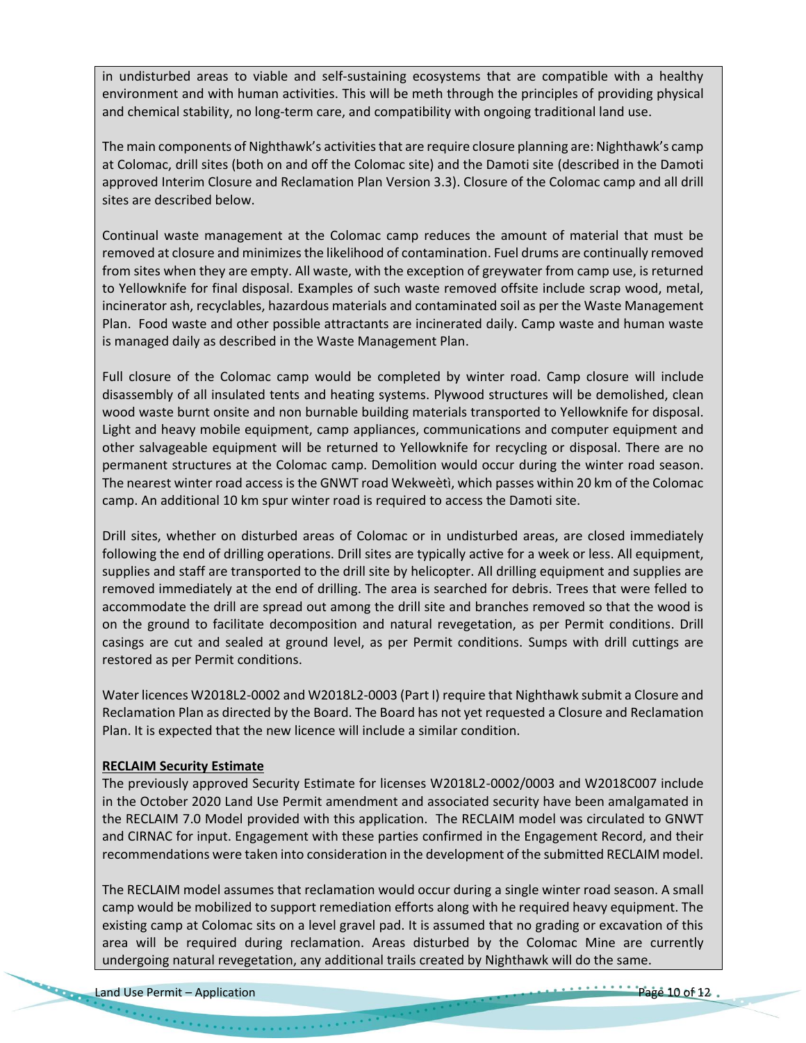in undisturbed areas to viable and self-sustaining ecosystems that are compatible with a healthy environment and with human activities. This will be meth through the principles of providing physical and chemical stability, no long-term care, and compatibility with ongoing traditional land use.

The main components of Nighthawk's activities that are require closure planning are: Nighthawk's camp at Colomac, drill sites (both on and off the Colomac site) and the Damoti site (described in the Damoti approved Interim Closure and Reclamation Plan Version 3.3). Closure of the Colomac camp and all drill sites are described below.

Continual waste management at the Colomac camp reduces the amount of material that must be removed at closure and minimizes the likelihood of contamination. Fuel drums are continually removed from sites when they are empty. All waste, with the exception of greywater from camp use, is returned to Yellowknife for final disposal. Examples of such waste removed offsite include scrap wood, metal, incinerator ash, recyclables, hazardous materials and contaminated soil as per the Waste Management Plan. Food waste and other possible attractants are incinerated daily. Camp waste and human waste is managed daily as described in the Waste Management Plan.

Full closure of the Colomac camp would be completed by winter road. Camp closure will include disassembly of all insulated tents and heating systems. Plywood structures will be demolished, clean wood waste burnt onsite and non burnable building materials transported to Yellowknife for disposal. Light and heavy mobile equipment, camp appliances, communications and computer equipment and other salvageable equipment will be returned to Yellowknife for recycling or disposal. There are no permanent structures at the Colomac camp. Demolition would occur during the winter road season. The nearest winter road access is the GNWT road Wekweètì, which passes within 20 km of the Colomac camp. An additional 10 km spur winter road is required to access the Damoti site.

Drill sites, whether on disturbed areas of Colomac or in undisturbed areas, are closed immediately following the end of drilling operations. Drill sites are typically active for a week or less. All equipment, supplies and staff are transported to the drill site by helicopter. All drilling equipment and supplies are removed immediately at the end of drilling. The area is searched for debris. Trees that were felled to accommodate the drill are spread out among the drill site and branches removed so that the wood is on the ground to facilitate decomposition and natural revegetation, as per Permit conditions. Drill casings are cut and sealed at ground level, as per Permit conditions. Sumps with drill cuttings are restored as per Permit conditions.

Water licences W2018L2-0002 and W2018L2-0003 (Part I) require that Nighthawk submit a Closure and Reclamation Plan as directed by the Board. The Board has not yet requested a Closure and Reclamation Plan. It is expected that the new licence will include a similar condition.

**RECLAIM Security Estimate**

The previously approved Security Estimate for licenses W2018L2-0002/0003 and W2018C007 include in the October 2020 Land Use Permit amendment and associated security have been amalgamated in the RECLAIM 7.0 Model provided with this application. The RECLAIM model was circulated to GNWT and CIRNAC for input. Engagement with these parties confirmed in the Engagement Record, and their recommendations were taken into consideration in the development of the submitted RECLAIM model.

The RECLAIM model assumes that reclamation would occur during a single winter road season. A small camp would be mobilized to support remediation efforts along with he required heavy equipment. The existing camp at Colomac sits on a level gravel pad. It is assumed that no grading or excavation of this area will be required during reclamation. Areas disturbed by the Colomac Mine are currently undergoing natural revegetation, any additional trails created by Nighthawk will do the same.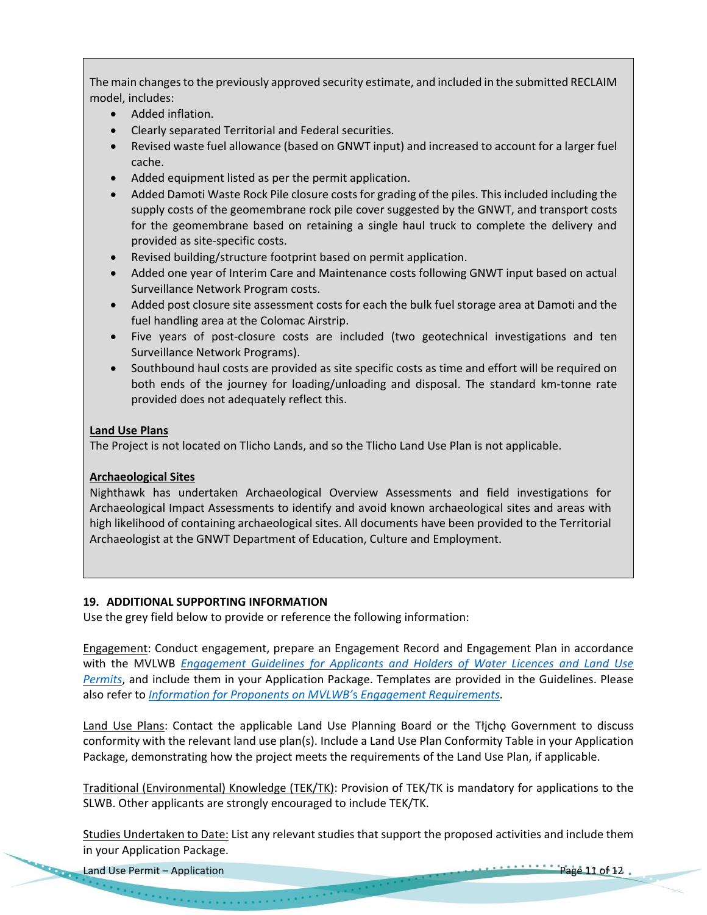The main changes to the previously approved security estimate, and included in the submitted RECLAIM model, includes:

- Added inflation.
- Clearly separated Territorial and Federal securities.
- Revised waste fuel allowance (based on GNWT input) and increased to account for a larger fuel cache.
- Added equipment listed as per the permit application.
- Added Damoti Waste Rock Pile closure costs for grading of the piles. This included including the supply costs of the geomembrane rock pile cover suggested by the GNWT, and transport costs for the geomembrane based on retaining a single haul truck to complete the delivery and provided as site-specific costs.
- Revised building/structure footprint based on permit application.
- Added one year of Interim Care and Maintenance costs following GNWT input based on actual Surveillance Network Program costs.
- Added post closure site assessment costs for each the bulk fuel storage area at Damoti and the fuel handling area at the Colomac Airstrip.
- Five years of post-closure costs are included (two geotechnical investigations and ten Surveillance Network Programs).
- Southbound haul costs are provided as site specific costs as time and effort will be required on both ends of the journey for loading/unloading and disposal. The standard km-tonne rate provided does not adequately reflect this.

**Land Use Plans**

The Project is not located on Tlicho Lands, and so the Tlicho Land Use Plan is not applicable.

**Archaeological Sites**

Nighthawk has undertaken Archaeological Overview Assessments and field investigations for Archaeological Impact Assessments to identify and avoid known archaeological sites and areas with high likelihood of containing archaeological sites. All documents have been provided to the Territorial Archaeologist at the GNWT Department of Education, Culture and Employment.

## 19. ADDITIONAL SUPPORTING INFORMATION

Use the grey field below to provide or reference the following information:

Engagement: Conduct engagement, prepare an Engagement Record and Engagement Plan in accordance with the MVLWB *Engagement Guidelines for Applicants and Holders of Water Licences and Land Use Permits*, and include them in your Application Package. Templates are provided in the Guidelines. Please also refer to *Information for Proponents on MVLWB's Engagement Requirements*.

Land Use Plans: Contact the applicable Land Use Planning Board or the Tłįchǫ Government to discuss conformity with the relevant land use plan(s). Include a Land Use Plan Conformity Table in your Application Package, demonstrating how the project meets the requirements of the Land Use Plan, if applicable.

Traditional (Environmental) Knowledge (TEK/TK): Provision of TEK/TK is mandatory for applications to the SLWB. Other applicants are strongly encouraged to include TEK/TK.

Studies Undertaken to Date: List any relevant studies that support the proposed activities and include them in your Application Package.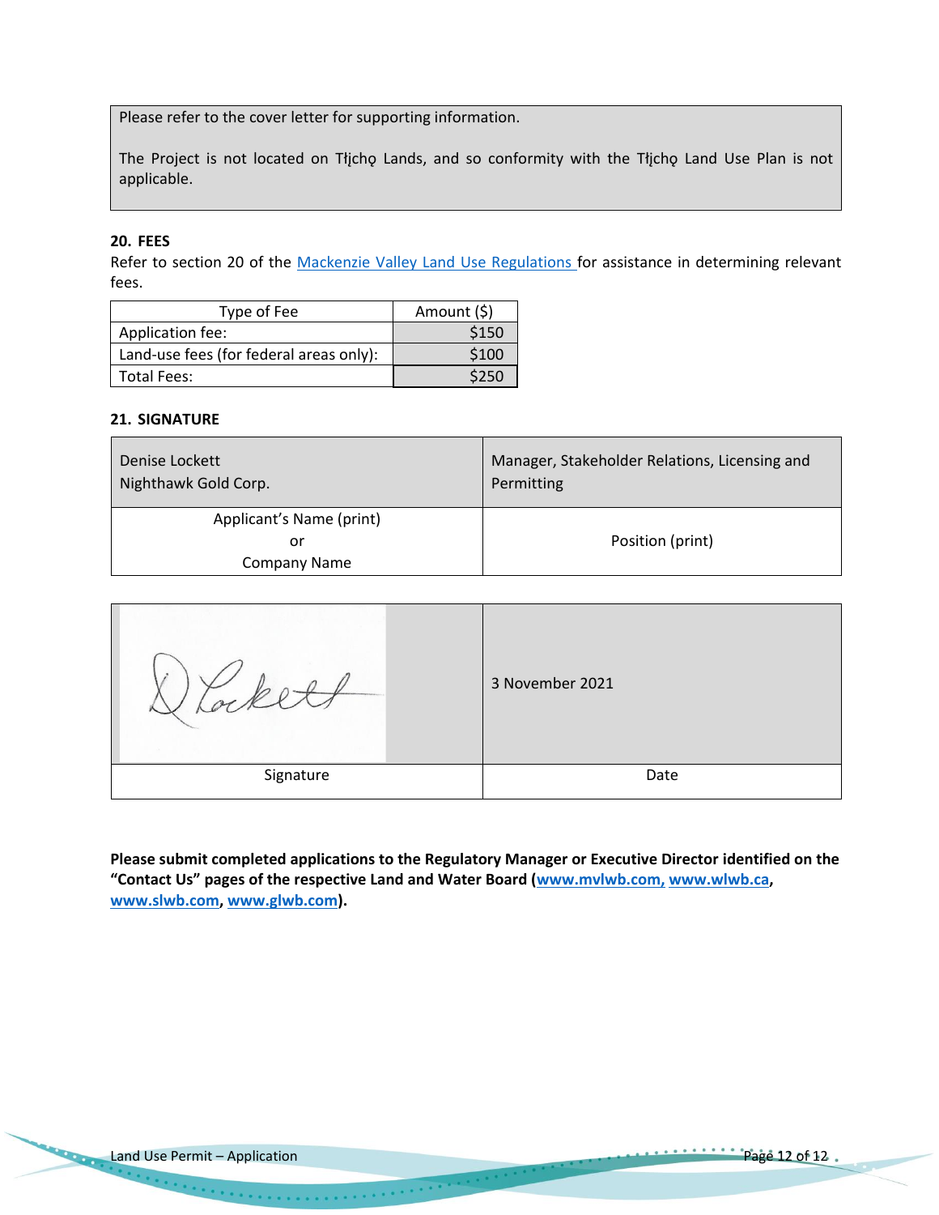Please refer to the cover letter for supporting information.

The Project is not located on Tłįchǫ Lands, and so conformity with the Tłįchǫ Land Use Plan is not applicable.

### 20. FEES

Refer to section 20 of the Mackenzie Valley Land Use Regulations for assistance in determining relevant fees.

| Type of Fee | Amount ($) |
|---|---|
| Application fee: | $150 |
| Land-use fees (for federal areas only): | $100 |
| Total Fees: | $250 |

### 21. SIGNATURE

| Denise Lockett<br>Nighthawk Gold Corp. | Manager, Stakeholder Relations, Licensing and Permitting |
|---|---|
| Applicant's Name (print)<br>or<br>Company Name | Position (print) |

| D Lockett | 3 November 2021 |
|---|---|
| Signature | Date |

**Please submit completed applications to the Regulatory Manager or Executive Director identified on the "Contact Us" pages of the respective Land and Water Board (www.mvlwb.com, www.wlwb.ca, www.slwb.com, www.glwb.com).**